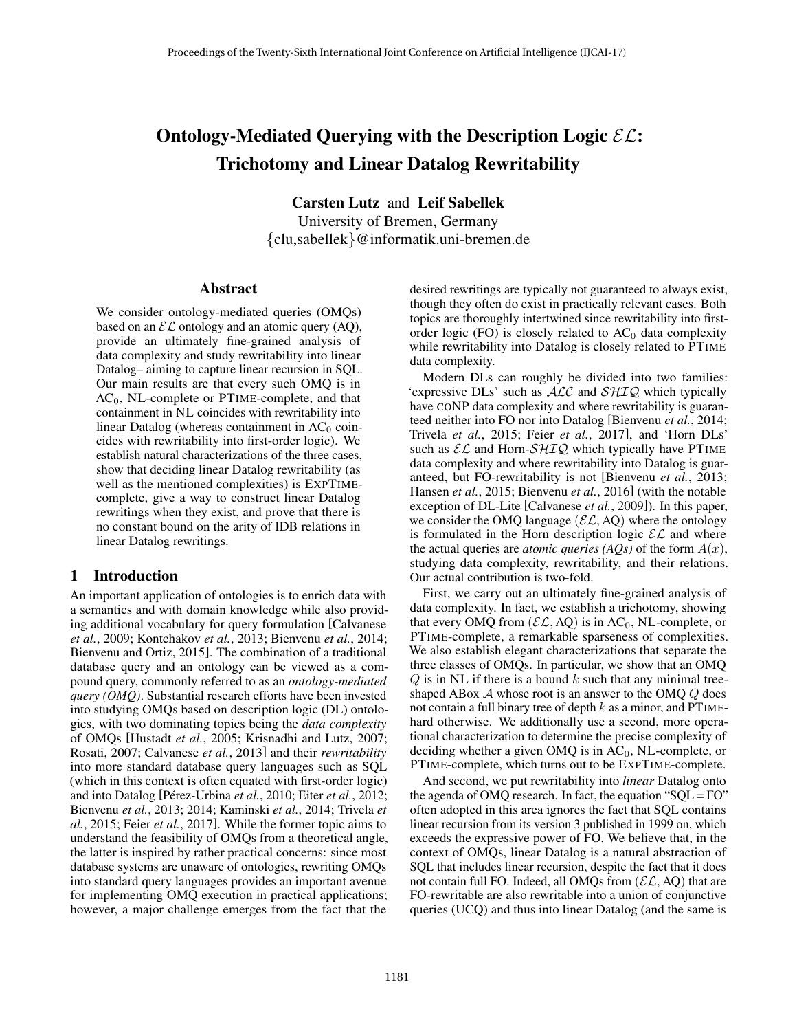# Ontology-Mediated Querying with the Description Logic $\mathcal{EL}$: Trichotomy and Linear Datalog Rewritability

**Carsten Lutz** and **Leif Sabellek**
University of Bremen, Germany
{clu,sabellek}@informatik.uni-bremen.de

## Abstract

We consider ontology-mediated queries (OMQs) based on an $\mathcal{EL}$ ontology and an atomic query (AQ), provide an ultimately fine-grained analysis of data complexity and study rewritability into linear Datalog– aiming to capture linear recursion in SQL. Our main results are that every such OMQ is in $\text{AC}_0$, NL-complete or PTIME-complete, and that containment in NL coincides with rewritability into linear Datalog (whereas containment in $\text{AC}_0$ coincides with rewritability into first-order logic). We establish natural characterizations of the three cases, show that deciding linear Datalog rewritability (as well as the mentioned complexities) is EXPTIME-complete, give a way to construct linear Datalog rewritings when they exist, and prove that there is no constant bound on the arity of IDB relations in linear Datalog rewritings.

## 1 Introduction

An important application of ontologies is to enrich data with a semantics and with domain knowledge while also providing additional vocabulary for query formulation [Calvanese *et al.*, 2009; Kontchakov *et al.*, 2013; Bienvenu *et al.*, 2014; Bienvenu and Ortiz, 2015]. The combination of a traditional database query and an ontology can be viewed as a compound query, commonly referred to as an *ontology-mediated query (OMQ)*. Substantial research efforts have been invested into studying OMQs based on description logic (DL) ontologies, with two dominating topics being the *data complexity* of OMQs [Hustadt *et al.*, 2005; Krisnadhi and Lutz, 2007; Rosati, 2007; Calvanese *et al.*, 2013] and their *rewritability* into more standard database query languages such as SQL (which in this context is often equated with first-order logic) and into Datalog [Pérez-Urbina *et al.*, 2010; Eiter *et al.*, 2012; Bienvenu *et al.*, 2013; 2014; Kaminski *et al.*, 2014; Trivela *et al.*, 2015; Feier *et al.*, 2017]. While the former topic aims to understand the feasibility of OMQs from a theoretical angle, the latter is inspired by rather practical concerns: since most database systems are unaware of ontologies, rewriting OMQs into standard query languages provides an important avenue for implementing OMQ execution in practical applications; however, a major challenge emerges from the fact that the desired rewritings are typically not guaranteed to always exist, though they often do exist in practically relevant cases. Both topics are thoroughly intertwined since rewritability into first-order logic (FO) is closely related to $\text{AC}_0$ data complexity while rewritability into Datalog is closely related to PTIME data complexity.

Modern DLs can roughly be divided into two families: 'expressive DLs' such as $\mathcal{ALC}$ and $\mathcal{SHIQ}$ which typically have CONP data complexity and where rewritability is guaranteed neither into FO nor into Datalog [Bienvenu *et al.*, 2014; Trivela *et al.*, 2015; Feier *et al.*, 2017], and 'Horn DLs' such as $\mathcal{EL}$ and Horn-$\mathcal{SHIQ}$ which typically have PTIME data complexity and where rewritability into Datalog is guaranteed, but FO-rewritability is not [Bienvenu *et al.*, 2013; Hansen *et al.*, 2015; Bienvenu *et al.*, 2016] (with the notable exception of DL-Lite [Calvanese *et al.*, 2009]). In this paper, we consider the OMQ language $(\mathcal{EL}, \text{AQ})$ where the ontology is formulated in the Horn description logic $\mathcal{EL}$ and where the actual queries are *atomic queries (AQs)* of the form $A(x)$, studying data complexity, rewritability, and their relations. Our actual contribution is two-fold.

First, we carry out an ultimately fine-grained analysis of data complexity. In fact, we establish a trichotomy, showing that every OMQ from $(\mathcal{EL}, \text{AQ})$ is in $\text{AC}_0$, NL-complete, or PTIME-complete, a remarkable sparseness of complexities. We also establish elegant characterizations that separate the three classes of OMQs. In particular, we show that an OMQ $Q$ is in NL if there is a bound $k$ such that any minimal tree-shaped ABox $\mathcal{A}$ whose root is an answer to the OMQ $Q$ does not contain a full binary tree of depth $k$ as a minor, and PTIME-hard otherwise. We additionally use a second, more operational characterization to determine the precise complexity of deciding whether a given OMQ is in $\text{AC}_0$, NL-complete, or PTIME-complete, which turns out to be EXPTIME-complete.

And second, we put rewritability into *linear* Datalog onto the agenda of OMQ research. In fact, the equation "SQL = FO" often adopted in this area ignores the fact that SQL contains linear recursion from its version 3 published in 1999 on, which exceeds the expressive power of FO. We believe that, in the context of OMQs, linear Datalog is a natural abstraction of SQL that includes linear recursion, despite the fact that it does not contain full FO. Indeed, all OMQs from $(\mathcal{EL}, \text{AQ})$ that are FO-rewritable are also rewritable into a union of conjunctive queries (UCQ) and thus into linear Datalog (and the same is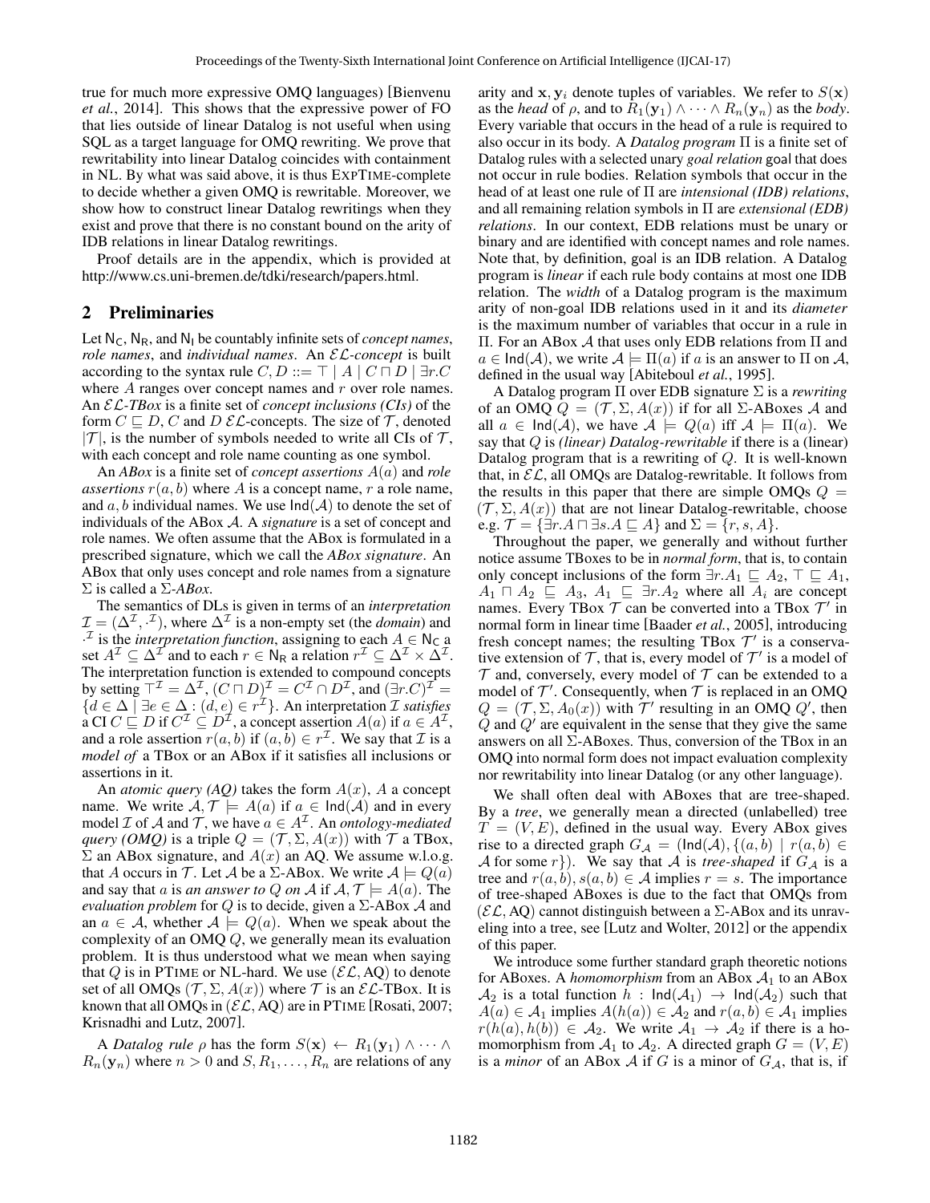true for much more expressive OMQ languages) [Bienvenu *et al.*, 2014]. This shows that the expressive power of FO that lies outside of linear Datalog is not useful when using SQL as a target language for OMQ rewriting. We prove that rewritability into linear Datalog coincides with containment in NL. By what was said above, it is thus EXPTIME-complete to decide whether a given OMQ is rewritable. Moreover, we show how to construct linear Datalog rewritings when they exist and prove that there is no constant bound on the arity of IDB relations in linear Datalog rewritings.

Proof details are in the appendix, which is provided at http://www.cs.uni-bremen.de/tdki/research/papers.html.

## 2 Preliminaries

Let $\mathsf{N_C}$, $\mathsf{N_R}$, and $\mathsf{N_I}$ be countably infinite sets of *concept names*, *role names*, and *individual names*. An $\mathcal{EL}$*-concept* is built according to the syntax rule $C, D ::= \top \mid A \mid C \sqcap D \mid \exists r.C$ where $A$ ranges over concept names and $r$ over role names. An $\mathcal{EL}$*-TBox* is a finite set of *concept inclusions (CIs)* of the form $C \sqsubseteq D$, $C$ and $D$ $\mathcal{EL}$-concepts. The size of $\mathcal{T}$, denoted $|\mathcal{T}|$, is the number of symbols needed to write all CIs of $\mathcal{T}$, with each concept and role name counting as one symbol.

An *ABox* is a finite set of *concept assertions* $A(a)$ and *role assertions* $r(a, b)$ where $A$ is a concept name, $r$ a role name, and $a, b$ individual names. We use $\mathsf{Ind}(\mathcal{A})$ to denote the set of individuals of the ABox $\mathcal{A}$. A *signature* is a set of concept and role names. We often assume that the ABox is formulated in a prescribed signature, which we call the *ABox signature*. An ABox that only uses concept and role names from a signature $\Sigma$ is called a $\Sigma$*-ABox*.

The semantics of DLs is given in terms of an *interpretation* $\mathcal{I} = (\Delta^\mathcal{I}, \cdot^\mathcal{I})$, where $\Delta^\mathcal{I}$ is a non-empty set (the *domain*) and $\cdot^\mathcal{I}$ is the *interpretation function*, assigning to each $A \in \mathsf{N_C}$ a set $A^\mathcal{I} \subseteq \Delta^\mathcal{I}$ and to each $r \in \mathsf{N_R}$ a relation $r^\mathcal{I} \subseteq \Delta^\mathcal{I} \times \Delta^\mathcal{I}$. The interpretation function is extended to compound concepts by setting $\top^\mathcal{I} = \Delta^\mathcal{I}$, $(C \sqcap D)^\mathcal{I} = C^\mathcal{I} \cap D^\mathcal{I}$, and $(\exists r.C)^\mathcal{I} = \{d \in \Delta \mid \exists e \in \Delta : (d, e) \in r^\mathcal{I}\}$. An interpretation $\mathcal{I}$ *satisfies* a CI $C \sqsubseteq D$ if $C^\mathcal{I} \subseteq D^\mathcal{I}$, a concept assertion $A(a)$ if $a \in A^\mathcal{I}$, and a role assertion $r(a, b)$ if $(a, b) \in r^\mathcal{I}$. We say that $\mathcal{I}$ is a *model of* a TBox or an ABox if it satisfies all inclusions or assertions in it.

An *atomic query (AQ)* takes the form $A(x)$, $A$ a concept name. We write $\mathcal{A}, \mathcal{T} \models A(a)$ if $a \in \mathsf{Ind}(\mathcal{A})$ and in every model $\mathcal{I}$ of $\mathcal{A}$ and $\mathcal{T}$, we have $a \in A^\mathcal{I}$. An *ontology-mediated query (OMQ)* is a triple $Q = (\mathcal{T}, \Sigma, A(x))$ with $\mathcal{T}$ a TBox, $\Sigma$ an ABox signature, and $A(x)$ an AQ. We assume w.l.o.g. that $A$ occurs in $\mathcal{T}$. Let $\mathcal{A}$ be a $\Sigma$-ABox. We write $\mathcal{A} \models Q(a)$ and say that $a$ is *an answer to $Q$ on $\mathcal{A}$* if $\mathcal{A}, \mathcal{T} \models A(a)$. The *evaluation problem* for $Q$ is to decide, given a $\Sigma$-ABox $\mathcal{A}$ and an $a \in \mathcal{A}$, whether $\mathcal{A} \models Q(a)$. When we speak about the complexity of an OMQ $Q$, we generally mean its evaluation problem. It is thus understood what we mean when saying that $Q$ is in PTIME or NL-hard. We use $(\mathcal{EL}, \text{AQ})$ to denote set of all OMQs $(\mathcal{T}, \Sigma, A(x))$ where $\mathcal{T}$ is an $\mathcal{EL}$-TBox. It is known that all OMQs in $(\mathcal{EL}, \text{AQ})$ are in PTIME [Rosati, 2007; Krisnadhi and Lutz, 2007].

A *Datalog rule* $\rho$ has the form $S(\mathbf{x}) \leftarrow R_1(\mathbf{y}_1) \wedge \cdots \wedge R_n(\mathbf{y}_n)$ where $n > 0$ and $S, R_1, \ldots, R_n$ are relations of any arity and $\mathbf{x}, \mathbf{y}_i$ denote tuples of variables. We refer to $S(\mathbf{x})$ as the *head* of $\rho$, and to $R_1(\mathbf{y}_1) \wedge \cdots \wedge R_n(\mathbf{y}_n)$ as the *body*. Every variable that occurs in the head of a rule is required to also occur in its body. A *Datalog program* $\Pi$ is a finite set of Datalog rules with a selected unary *goal relation* goal that does not occur in rule bodies. Relation symbols that occur in the head of at least one rule of $\Pi$ are *intensional (IDB) relations*, and all remaining relation symbols in $\Pi$ are *extensional (EDB) relations*. In our context, EDB relations must be unary or binary and are identified with concept names and role names. Note that, by definition, goal is an IDB relation. A Datalog program is *linear* if each rule body contains at most one IDB relation. The *width* of a Datalog program is the maximum arity of non-goal IDB relations used in it and its *diameter* is the maximum number of variables that occur in a rule in $\Pi$. For an ABox $\mathcal{A}$ that uses only EDB relations from $\Pi$ and $a \in \mathsf{Ind}(\mathcal{A})$, we write $\mathcal{A} \models \Pi(a)$ if $a$ is an answer to $\Pi$ on $\mathcal{A}$, defined in the usual way [Abiteboul *et al.*, 1995].

A Datalog program $\Pi$ over EDB signature $\Sigma$ is a *rewriting* of an OMQ $Q = (\mathcal{T}, \Sigma, A(x))$ if for all $\Sigma$-ABoxes $\mathcal{A}$ and all $a \in \mathsf{Ind}(\mathcal{A})$, we have $\mathcal{A} \models Q(a)$ iff $\mathcal{A} \models \Pi(a)$. We say that $Q$ is *(linear) Datalog-rewritable* if there is a (linear) Datalog program that is a rewriting of $Q$. It is well-known that, in $\mathcal{EL}$, all OMQs are Datalog-rewritable. It follows from the results in this paper that there are simple OMQs $Q = (\mathcal{T}, \Sigma, A(x))$ that are not linear Datalog-rewritable, choose e.g. $\mathcal{T} = \{\exists r.A \sqcap \exists s.A \sqsubseteq A\}$ and $\Sigma = \{r, s, A\}$.

Throughout the paper, we generally and without further notice assume TBoxes to be in *normal form*, that is, to contain only concept inclusions of the form $\exists r.A_1 \sqsubseteq A_2$, $\top \sqsubseteq A_1$, $A_1 \sqcap A_2 \sqsubseteq A_3$, $A_1 \sqsubseteq \exists r.A_2$ where all $A_i$ are concept names. Every TBox $\mathcal{T}$ can be converted into a TBox $\mathcal{T}'$ in normal form in linear time [Baader *et al.*, 2005], introducing fresh concept names; the resulting TBox $\mathcal{T}'$ is a conservative extension of $\mathcal{T}$, that is, every model of $\mathcal{T}'$ is a model of $\mathcal{T}$ and, conversely, every model of $\mathcal{T}$ can be extended to a model of $\mathcal{T}'$. Consequently, when $\mathcal{T}$ is replaced in an OMQ $Q = (\mathcal{T}, \Sigma, A_0(x))$ with $\mathcal{T}'$ resulting in an OMQ $Q'$, then $Q$ and $Q'$ are equivalent in the sense that they give the same answers on all $\Sigma$-ABoxes. Thus, conversion of the TBox in an OMQ into normal form does not impact evaluation complexity nor rewritability into linear Datalog (or any other language).

We shall often deal with ABoxes that are tree-shaped. By a *tree*, we generally mean a directed (unlabelled) tree $T = (V, E)$, defined in the usual way. Every ABox gives rise to a directed graph $G_\mathcal{A} = (\mathsf{Ind}(\mathcal{A}), \{(a, b) \mid r(a, b) \in \mathcal{A} \text{ for some } r\})$. We say that $\mathcal{A}$ is *tree-shaped* if $G_\mathcal{A}$ is a tree and $r(a, b), s(a, b) \in \mathcal{A}$ implies $r = s$. The importance of tree-shaped ABoxes is due to the fact that OMQs from $(\mathcal{EL}, \text{AQ})$ cannot distinguish between a $\Sigma$-ABox and its unraveling into a tree, see [Lutz and Wolter, 2012] or the appendix of this paper.

We introduce some further standard graph theoretic notions for ABoxes. A *homomorphism* from an ABox $\mathcal{A}_1$ to an ABox $\mathcal{A}_2$ is a total function $h : \mathsf{Ind}(\mathcal{A}_1) \to \mathsf{Ind}(\mathcal{A}_2)$ such that $A(a) \in \mathcal{A}_1$ implies $A(h(a)) \in \mathcal{A}_2$ and $r(a, b) \in \mathcal{A}_1$ implies $r(h(a), h(b)) \in \mathcal{A}_2$. We write $\mathcal{A}_1 \to \mathcal{A}_2$ if there is a homomorphism from $\mathcal{A}_1$ to $\mathcal{A}_2$. A directed graph $G = (V, E)$ is a *minor* of an ABox $\mathcal{A}$ if $G$ is a minor of $G_\mathcal{A}$, that is, if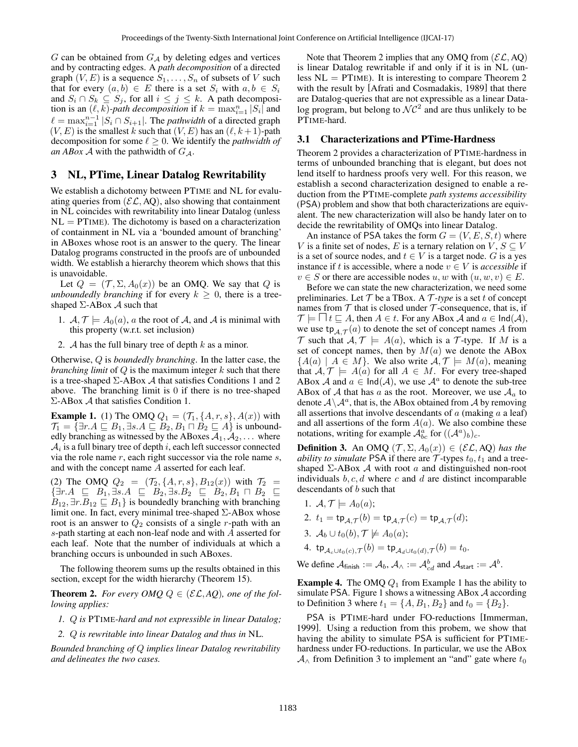$G$ can be obtained from $G_{\mathcal{A}}$ by deleting edges and vertices and by contracting edges. A *path decomposition* of a directed graph $(V, E)$ is a sequence $S_1, \ldots, S_n$ of subsets of $V$ such that for every $(a, b) \in E$ there is a set $S_i$ with $a, b \in S_i$ and $S_i \cap S_k \subseteq S_j$, for all $i \leq j \leq k$. A path decomposition is an $(\ell, k)$*-path decomposition* if $k = \max_{i=1}^{n} |S_i|$ and $\ell = \max_{i=1}^{n-1} |S_i \cap S_{i+1}|$. The *pathwidth* of a directed graph $(V, E)$ is the smallest $k$ such that $(V, E)$ has an $(\ell, k+1)$-path decomposition for some $\ell \geq 0$. We identify the *pathwidth of an ABox $\mathcal{A}$* with the pathwidth of $G_{\mathcal{A}}$.

## 3 NL, PTime, Linear Datalog Rewritability

We establish a dichotomy between PTIME and NL for evaluating queries from $(\mathcal{EL}, \text{AQ})$, also showing that containment in NL coincides with rewritability into linear Datalog (unless NL = PTIME). The dichotomy is based on a characterization of containment in NL via a 'bounded amount of branching' in ABoxes whose root is an answer to the query. The linear Datalog programs constructed in the proofs are of unbounded width. We establish a hierarchy theorem which shows that this is unavoidable.

Let $Q = (\mathcal{T}, \Sigma, A_0(x))$ be an OMQ. We say that $Q$ is *unboundedly branching* if for every $k \geq 0$, there is a tree-shaped $\Sigma$-ABox $\mathcal{A}$ such that

1. $\mathcal{A}, \mathcal{T} \models A_0(a)$, $a$ the root of $\mathcal{A}$, and $\mathcal{A}$ is minimal with this property (w.r.t. set inclusion)
2. $\mathcal{A}$ has the full binary tree of depth $k$ as a minor.

Otherwise, $Q$ is *boundedly branching*. In the latter case, the *branching limit* of $Q$ is the maximum integer $k$ such that there is a tree-shaped $\Sigma$-ABox $\mathcal{A}$ that satisfies Conditions 1 and 2 above. The branching limit is 0 if there is no tree-shaped $\Sigma$-ABox $\mathcal{A}$ that satisfies Condition 1.

**Example 1.** (1) The OMQ $Q_1 = (\mathcal{T}_1, \{A, r, s\}, A(x))$ with $\mathcal{T}_1 = \{\exists r.A \sqsubseteq B_1, \exists s.A \sqsubseteq B_2, B_1 \sqcap B_2 \sqsubseteq A\}$ is unboundedly branching as witnessed by the ABoxes $\mathcal{A}_1, \mathcal{A}_2, \ldots$ where $\mathcal{A}_i$ is a full binary tree of depth $i$, each left successor connected via the role name $r$, each right successor via the role name $s$, and with the concept name $A$ asserted for each leaf.

(2) The OMQ $Q_2 = (\mathcal{T}_2, \{A, r, s\}, B_{12}(x))$ with $\mathcal{T}_2 = \{\exists r.A \sqsubseteq B_1, \exists s.A \sqsubseteq B_2, \exists s.B_2 \sqsubseteq B_2, B_1 \sqcap B_2 \sqsubseteq B_{12}, \exists r.B_{12} \sqsubseteq B_1\}$ is boundedly branching with branching limit one. In fact, every minimal tree-shaped $\Sigma$-ABox whose root is an answer to $Q_2$ consists of a single $r$-path with an $s$-path starting at each non-leaf node and with $A$ asserted for each leaf. Note that the number of individuals at which a branching occurs is unbounded in such ABoxes.

The following theorem sums up the results obtained in this section, except for the width hierarchy (Theorem 15).

**Theorem 2.** *For every OMQ $Q \in (\mathcal{EL}, AQ)$, one of the following applies:*

1. *$Q$ is PTIME-hard and not expressible in linear Datalog;*
2. *$Q$ is rewritable into linear Datalog and thus in NL.*

*Bounded branching of $Q$ implies linear Datalog rewritability and delineates the two cases.*

Note that Theorem 2 implies that any OMQ from $(\mathcal{EL}, \text{AQ})$ is linear Datalog rewritable if and only if it is in NL (unless NL = PTIME). It is interesting to compare Theorem 2 with the result by [Afrati and Cosmadakis, 1989] that there are Datalog-queries that are not expressible as a linear Datalog program, but belong to $\mathcal{NC}^2$ and are thus unlikely to be PTIME-hard.

### 3.1 Characterizations and PTime-Hardness

Theorem 2 provides a characterization of PTIME-hardness in terms of unbounded branching that is elegant, but does not lend itself to hardness proofs very well. For this reason, we establish a second characterization designed to enable a reduction from the PTIME-complete *path systems accessibility* (PSA) problem and show that both characterizations are equivalent. The new characterization will also be handy later on to decide the rewritability of OMQs into linear Datalog.

An instance of PSA takes the form $G = (V, E, S, t)$ where $V$ is a finite set of nodes, $E$ is a ternary relation on $V$, $S \subseteq V$ is a set of source nodes, and $t \in V$ is a target node. $G$ is a yes instance if $t$ is accessible, where a node $v \in V$ is *accessible* if $v \in S$ or there are accessible nodes $u, w$ with $(u, w, v) \in E$.

Before we can state the new characterization, we need some preliminaries. Let $\mathcal{T}$ be a TBox. A $\mathcal{T}$*-type* is a set $t$ of concept names from $\mathcal{T}$ that is closed under $\mathcal{T}$-consequence, that is, if $\mathcal{T} \models \bigsqcap t \sqsubseteq A$, then $A \in t$. For any ABox $\mathcal{A}$ and $a \in \mathsf{Ind}(\mathcal{A})$, we use $\mathsf{tp}_{\mathcal{A},\mathcal{T}}(a)$ to denote the set of concept names $A$ from $\mathcal{T}$ such that $\mathcal{A}, \mathcal{T} \models A(a)$, which is a $\mathcal{T}$-type. If $M$ is a set of concept names, then by $M(a)$ we denote the ABox $\{A(a) \mid A \in M\}$. We also write $\mathcal{A}, \mathcal{T} \models M(a)$, meaning that $\mathcal{A}, \mathcal{T} \models A(a)$ for all $A \in M$. For every tree-shaped ABox $\mathcal{A}$ and $a \in \mathsf{Ind}(\mathcal{A})$, we use $\mathcal{A}^a$ to denote the sub-tree ABox of $\mathcal{A}$ that has $a$ as the root. Moreover, we use $\mathcal{A}_a$ to denote $\mathcal{A} \setminus \mathcal{A}^a$, that is, the ABox obtained from $\mathcal{A}$ by removing all assertions that involve descendants of $a$ (making $a$ a leaf) and all assertions of the form $A(a)$. We also combine these notations, writing for example $\mathcal{A}^a_{bc}$ for $((\mathcal{A}^a)_b)_c$.

**Definition 3.** An OMQ $(\mathcal{T}, \Sigma, A_0(x)) \in (\mathcal{EL}, \text{AQ})$ *has the ability to simulate* PSA if there are $\mathcal{T}$-types $t_0, t_1$ and a tree-shaped $\Sigma$-ABox $\mathcal{A}$ with root $a$ and distinguished non-root individuals $b, c, d$ where $c$ and $d$ are distinct incomparable descendants of $b$ such that

1. $\mathcal{A}, \mathcal{T} \models A_0(a)$;
2. $t_1 = \mathsf{tp}_{\mathcal{A},\mathcal{T}}(b) = \mathsf{tp}_{\mathcal{A},\mathcal{T}}(c) = \mathsf{tp}_{\mathcal{A},\mathcal{T}}(d)$;
3. $\mathcal{A}_b \cup t_0(b), \mathcal{T} \not\models A_0(a)$;
4. $\mathsf{tp}_{\mathcal{A}_c \cup t_0(c),\mathcal{T}}(b) = \mathsf{tp}_{\mathcal{A}_d \cup t_0(d),\mathcal{T}}(b) = t_0$.

We define $\mathcal{A}_{\mathsf{finish}} := \mathcal{A}_b$, $\mathcal{A}_\wedge := \mathcal{A}^b_{cd}$ and $\mathcal{A}_{\mathsf{start}} := \mathcal{A}^b$.

**Example 4.** The OMQ $Q_1$ from Example 1 has the ability to simulate PSA. Figure 1 shows a witnessing ABox $\mathcal{A}$ according to Definition 3 where $t_1 = \{A, B_1, B_2\}$ and $t_0 = \{B_2\}$.

PSA is PTIME-hard under FO-reductions [Immerman, 1999]. Using a reduction from this probem, we show that having the ability to simulate PSA is sufficient for PTIME-hardness under FO-reductions. In particular, we use the ABox $\mathcal{A}_\wedge$ from Definition 3 to implement an "and" gate where $t_0$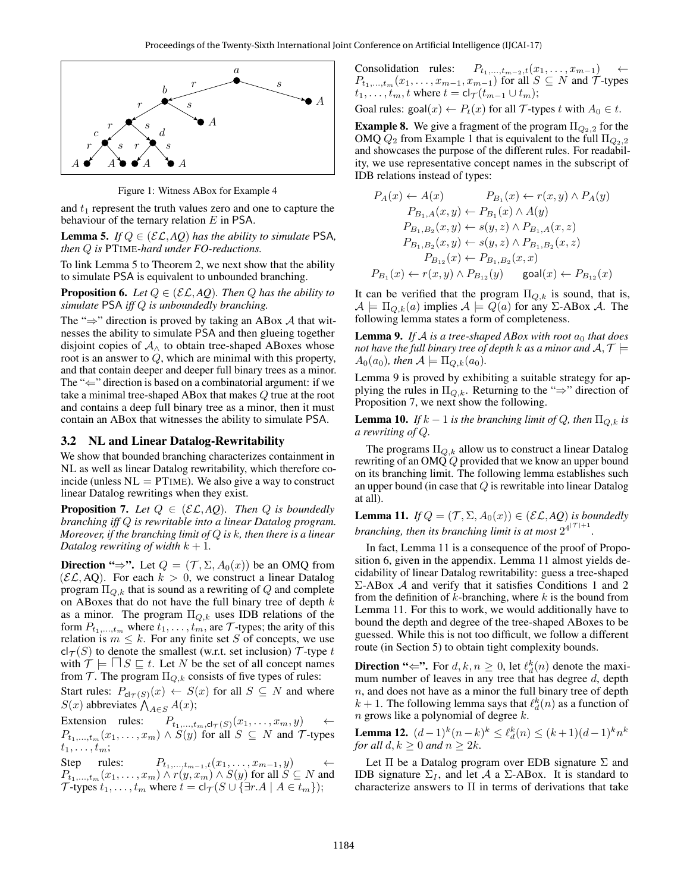Figure 1: Witness ABox for Example 4

and $t_1$ represent the truth values zero and one to capture the behaviour of the ternary relation $E$ in PSA.

**Lemma 5.** *If $Q \in (\mathcal{EL}, AQ)$ has the ability to simulate* PSA*, then $Q$ is* PTIME*-hard under FO-reductions.*

To link Lemma 5 to Theorem 2, we next show that the ability to simulate PSA is equivalent to unbounded branching.

**Proposition 6.** *Let $Q \in (\mathcal{EL}, AQ)$. Then $Q$ has the ability to simulate* PSA *iff $Q$ is unboundedly branching.*

The "$\Rightarrow$" direction is proved by taking an ABox $\mathcal{A}$ that witnesses the ability to simulate PSA and then glueing together disjoint copies of $\mathcal{A}_\wedge$ to obtain tree-shaped ABoxes whose root is an answer to $Q$, which are minimal with this property, and that contain deeper and deeper full binary trees as a minor. The "$\Leftarrow$" direction is based on a combinatorial argument: if we take a minimal tree-shaped ABox that makes $Q$ true at the root and contains a deep full binary tree as a minor, then it must contain an ABox that witnesses the ability to simulate PSA.

### 3.2 NL and Linear Datalog-Rewritability

We show that bounded branching characterizes containment in NL as well as linear Datalog rewritability, which therefore coincide (unless NL = PTIME). We also give a way to construct linear Datalog rewritings when they exist.

**Proposition 7.** *Let $Q \in (\mathcal{EL}, AQ)$. Then $Q$ is boundedly branching iff $Q$ is rewritable into a linear Datalog program. Moreover, if the branching limit of $Q$ is $k$, then there is a linear Datalog rewriting of width $k+1$.*

**Direction "$\Rightarrow$".** Let $Q = (\mathcal{T}, \Sigma, A_0(x))$ be an OMQ from $(\mathcal{EL}, \text{AQ})$. For each $k > 0$, we construct a linear Datalog program $\Pi_{Q,k}$ that is sound as a rewriting of $Q$ and complete on ABoxes that do not have the full binary tree of depth $k$ as a minor. The program $\Pi_{Q,k}$ uses IDB relations of the form $P_{t_1,\dots,t_m}$ where $t_1,\dots,t_m$, are $\mathcal{T}$-types; the arity of this relation is $m \leq k$. For any finite set $S$ of concepts, we use $\mathsf{cl}_\mathcal{T}(S)$ to denote the smallest (w.r.t. set inclusion) $\mathcal{T}$-type $t$ with $\mathcal{T} \models \bigsqcap S \sqsubseteq t$. Let $N$ be the set of all concept names from $\mathcal{T}$. The program $\Pi_{Q,k}$ consists of five types of rules:

Start rules: $P_{\mathsf{cl}_\mathcal{T}(S)}(x) \leftarrow S(x)$ for all $S \subseteq N$ and where $S(x)$ abbreviates $\bigwedge_{A \in S} A(x)$;

Extension rules: $P_{t_1,\dots,t_m,\mathsf{cl}_\mathcal{T}(S)}(x_1,\dots,x_m,y) \leftarrow P_{t_1,\dots,t_m}(x_1,\dots,x_m) \wedge S(y)$ for all $S \subseteq N$ and $\mathcal{T}$-types $t_1,\dots,t_m$;

Step rules: $P_{t_1,\dots,t_{m-1},t}(x_1,\dots,x_{m-1},y) \leftarrow P_{t_1,\dots,t_m}(x_1,\dots,x_m) \wedge r(y,x_m) \wedge S(y)$ for all $S \subseteq N$ and $\mathcal{T}$-types $t_1,\dots,t_m$ where $t = \mathsf{cl}_\mathcal{T}(S \cup \{\exists r.A \mid A \in t_m\})$;

Consolidation rules: $P_{t_1,\dots,t_{m-2},t}(x_1,\dots,x_{m-1}) \leftarrow P_{t_1,\dots,t_m}(x_1,\dots,x_{m-1},x_{m-1})$ for all $S \subseteq N$ and $\mathcal{T}$-types $t_1,\dots,t_m,t$ where $t = \mathsf{cl}_\mathcal{T}(t_{m-1} \cup t_m)$;

Goal rules: $\mathsf{goal}(x) \leftarrow P_t(x)$ for all $\mathcal{T}$-types $t$ with $A_0 \in t$.

**Example 8.** We give a fragment of the program $\Pi_{Q_2,2}$ for the OMQ $Q_2$ from Example 1 that is equivalent to the full $\Pi_{Q_2,2}$ and showcases the purpose of the different rules. For readability, we use representative concept names in the subscript of IDB relations instead of types:

$$
\begin{array}{cc}
P_A(x) \leftarrow A(x) & P_{B_1}(x) \leftarrow r(x,y) \wedge P_A(y) \\
\multicolumn{2}{c}{P_{B_1,A}(x,y) \leftarrow P_{B_1}(x) \wedge A(y)} \\
\multicolumn{2}{c}{P_{B_1,B_2}(x,y) \leftarrow s(y,z) \wedge P_{B_1,A}(x,z)} \\
\multicolumn{2}{c}{P_{B_1,B_2}(x,y) \leftarrow s(y,z) \wedge P_{B_1,B_2}(x,z)} \\
\multicolumn{2}{c}{P_{B_{12}}(x) \leftarrow P_{B_1,B_2}(x,x)} \\
P_{B_1}(x) \leftarrow r(x,y) \wedge P_{B_{12}}(y) & \mathsf{goal}(x) \leftarrow P_{B_{12}}(x)
\end{array}
$$

It can be verified that the program $\Pi_{Q,k}$ is sound, that is, $\mathcal{A} \models \Pi_{Q,k}(a)$ implies $\mathcal{A} \models Q(a)$ for any $\Sigma$-ABox $\mathcal{A}$. The following lemma states a form of completeness.

**Lemma 9.** *If $\mathcal{A}$ is a tree-shaped ABox with root $a_0$ that does not have the full binary tree of depth $k$ as a minor and $\mathcal{A}, \mathcal{T} \models A_0(a_0)$, then $\mathcal{A} \models \Pi_{Q,k}(a_0)$.*

Lemma 9 is proved by exhibiting a suitable strategy for applying the rules in $\Pi_{Q,k}$. Returning to the "$\Rightarrow$" direction of Proposition 7, we next show the following.

**Lemma 10.** *If $k-1$ is the branching limit of $Q$, then $\Pi_{Q,k}$ is a rewriting of $Q$.*

The programs $\Pi_{Q,k}$ allow us to construct a linear Datalog rewriting of an OMQ $Q$ provided that we know an upper bound on its branching limit. The following lemma establishes such an upper bound (in case that $Q$ is rewritable into linear Datalog at all).

**Lemma 11.** *If $Q = (\mathcal{T}, \Sigma, A_0(x)) \in (\mathcal{EL}, AQ)$ is boundedly branching, then its branching limit is at most $2^{4^{|\mathcal{T}|+1}}$.*

In fact, Lemma 11 is a consequence of the proof of Proposition 6, given in the appendix. Lemma 11 almost yields decidability of linear Datalog rewritability: guess a tree-shaped $\Sigma$-ABox $\mathcal{A}$ and verify that it satisfies Conditions 1 and 2 from the definition of $k$-branching, where $k$ is the bound from Lemma 11. For this to work, we would additionally have to bound the depth and degree of the tree-shaped ABoxes to be guessed. While this is not too difficult, we follow a different route (in Section 5) to obtain tight complexity bounds.

**Direction "$\Leftarrow$".** For $d, k, n \geq 0$, let $\ell_d^k(n)$ denote the maximum number of leaves in any tree that has degree $d$, depth $n$, and does not have as a minor the full binary tree of depth $k+1$. The following lemma says that $\ell_d^k(n)$ as a function of $n$ grows like a polynomial of degree $k$.

**Lemma 12.** $(d-1)^k(n-k)^k \leq \ell_d^k(n) \leq (k+1)(d-1)^k n^k$ *for all $d, k \geq 0$ and $n \geq 2k$.*

Let $\Pi$ be a Datalog program over EDB signature $\Sigma$ and IDB signature $\Sigma_I$, and let $\mathcal{A}$ a $\Sigma$-ABox. It is standard to characterize answers to $\Pi$ in terms of derivations that take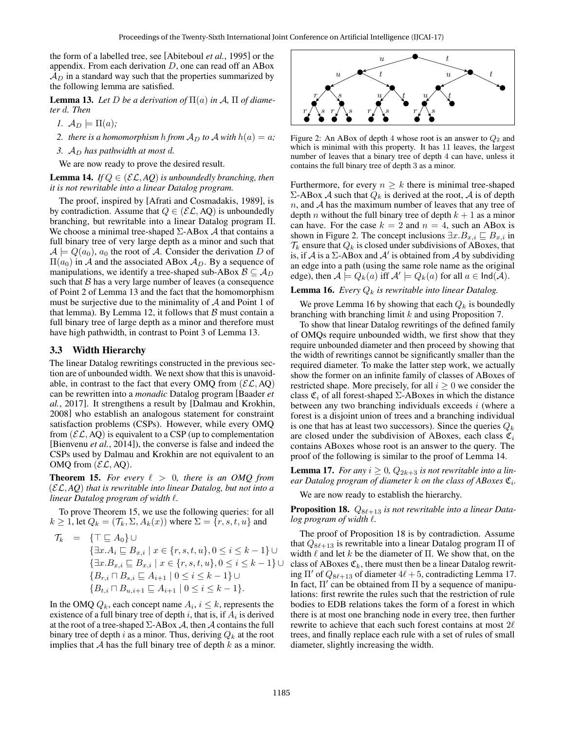the form of a labelled tree, see [Abiteboul *et al.*, 1995] or the appendix. From each derivation $D$, one can read off an ABox $\mathcal{A}_D$ in a standard way such that the properties summarized by the following lemma are satisfied.

**Lemma 13.** *Let $D$ be a derivation of $\Pi(a)$ in $\mathcal{A}$, $\Pi$ of diameter $d$. Then*

1. *$\mathcal{A}_D \models \Pi(a)$;*
2. *there is a homomorphism $h$ from $\mathcal{A}_D$ to $\mathcal{A}$ with $h(a) = a$;*
3. *$\mathcal{A}_D$ has pathwidth at most $d$.*

We are now ready to prove the desired result.

**Lemma 14.** *If $Q \in (\mathcal{EL}, AQ)$ is unboundedly branching, then it is not rewritable into a linear Datalog program.*

The proof, inspired by [Afrati and Cosmadakis, 1989], is by contradiction. Assume that $Q \in (\mathcal{EL}, \text{AQ})$ is unboundedly branching, but rewritable into a linear Datalog program $\Pi$. We choose a minimal tree-shaped $\Sigma$-ABox $\mathcal{A}$ that contains a full binary tree of very large depth as a minor and such that $\mathcal{A} \models Q(a_0)$, $a_0$ the root of $\mathcal{A}$. Consider the derivation $D$ of $\Pi(a_0)$ in $\mathcal{A}$ and the associated ABox $\mathcal{A}_D$. By a sequence of manipulations, we identify a tree-shaped sub-ABox $\mathcal{B} \subseteq \mathcal{A}_D$ such that $\mathcal{B}$ has a very large number of leaves (a consequence of Point 2 of Lemma 13 and the fact that the homomorphism must be surjective due to the minimality of $\mathcal{A}$ and Point 1 of that lemma). By Lemma 12, it follows that $\mathcal{B}$ must contain a full binary tree of large depth as a minor and therefore must have high pathwidth, in contrast to Point 3 of Lemma 13.

### 3.3 Width Hierarchy

The linear Datalog rewritings constructed in the previous section are of unbounded width. We next show that this is unavoidable, in contrast to the fact that every OMQ from $(\mathcal{EL}, \text{AQ})$ can be rewritten into a *monadic* Datalog program [Baader *et al.*, 2017]. It strengthens a result by [Dalmau and Krokhin, 2008] who establish an analogous statement for constraint satisfaction problems (CSPs). However, while every OMQ from $(\mathcal{EL}, \text{AQ})$ is equivalent to a CSP (up to complementation [Bienvenu *et al.*, 2014]), the converse is false and indeed the CSPs used by Dalmau and Krokhin are not equivalent to an OMQ from $(\mathcal{EL}, \text{AQ})$.

**Theorem 15.** *For every $\ell > 0$, there is an OMQ from $(\mathcal{EL}, AQ)$ that is rewritable into linear Datalog, but not into a linear Datalog program of width $\ell$.*

To prove Theorem 15, we use the following queries: for all $k \geq 1$, let $Q_k = (\mathcal{T}_k, \Sigma, A_k(x))$ where $\Sigma = \{r, s, t, u\}$ and

$$
\begin{aligned}
\mathcal{T}_k \;=\; & \{\top \sqsubseteq A_0\} \cup \\
& \{\exists x.A_i \sqsubseteq B_{x,i} \mid x \in \{r,s,t,u\}, 0 \leq i \leq k-1\} \cup \\
& \{\exists x.B_{x,i} \sqsubseteq B_{x,i} \mid x \in \{r,s,t,u\}, 0 \leq i \leq k-1\} \cup \\
& \{B_{r,i} \sqcap B_{s,i} \sqsubseteq A_{i+1} \mid 0 \leq i \leq k-1\} \cup \\
& \{B_{t,i} \sqcap B_{u,i+1} \sqsubseteq A_{i+1} \mid 0 \leq i \leq k-1\}.
\end{aligned}
$$

In the OMQ $Q_k$, each concept name $A_i$, $i \leq k$, represents the existence of a full binary tree of depth $i$, that is, if $A_i$ is derived at the root of a tree-shaped $\Sigma$-ABox $\mathcal{A}$, then $\mathcal{A}$ contains the full binary tree of depth $i$ as a minor. Thus, deriving $Q_k$ at the root implies that $\mathcal{A}$ has the full binary tree of depth $k$ as a minor.

Figure 2: An ABox of depth 4 whose root is an answer to $Q_2$ and which is minimal with this property. It has 11 leaves, the largest number of leaves that a binary tree of depth 4 can have, unless it contains the full binary tree of depth 3 as a minor.

Furthermore, for every $n \geq k$ there is minimal tree-shaped $\Sigma$-ABox $\mathcal{A}$ such that $Q_k$ is derived at the root, $\mathcal{A}$ is of depth $n$, and $\mathcal{A}$ has the maximum number of leaves that any tree of depth $n$ without the full binary tree of depth $k+1$ as a minor can have. For the case $k = 2$ and $n = 4$, such an ABox is shown in Figure 2. The concept inclusions $\exists x.B_{x,i} \sqsubseteq B_{x,i}$ in $\mathcal{T}_k$ ensure that $Q_k$ is closed under subdivisions of ABoxes, that is, if $\mathcal{A}$ is a $\Sigma$-ABox and $\mathcal{A}'$ is obtained from $\mathcal{A}$ by subdividing an edge into a path (using the same role name as the original edge), then $\mathcal{A} \models Q_k(a)$ iff $\mathcal{A}' \models Q_k(a)$ for all $a \in \mathsf{Ind}(\mathcal{A})$.

**Lemma 16.** *Every $Q_k$ is rewritable into linear Datalog.*

We prove Lemma 16 by showing that each $Q_k$ is boundedly branching with branching limit $k$ and using Proposition 7.

To show that linear Datalog rewritings of the defined family of OMQs require unbounded width, we first show that they require unbounded diameter and then proceed by showing that the width of rewritings cannot be significantly smaller than the required diameter. To make the latter step work, we actually show the former on an infinite family of classes of ABoxes of restricted shape. More precisely, for all $i \geq 0$ we consider the class $\mathfrak{C}_i$ of all forest-shaped $\Sigma$-ABoxes in which the distance between any two branching individuals exceeds $i$ (where a forest is a disjoint union of trees and a branching individual is one that has at least two successors). Since the queries $Q_k$ are closed under the subdivision of ABoxes, each class $\mathfrak{C}_i$ contains ABoxes whose root is an answer to the query. The proof of the following is similar to the proof of Lemma 14.

**Lemma 17.** *For any $i \geq 0$, $Q_{2k+3}$ is not rewritable into a linear Datalog program of diameter $k$ on the class of ABoxes $\mathfrak{C}_i$.*

We are now ready to establish the hierarchy.

**Proposition 18.** *$Q_{8\ell+13}$ is not rewritable into a linear Datalog program of width $\ell$.*

The proof of Proposition 18 is by contradiction. Assume that $Q_{8\ell+13}$ is rewritable into a linear Datalog program $\Pi$ of width $\ell$ and let $k$ be the diameter of $\Pi$. We show that, on the class of ABoxes $\mathfrak{C}_k$, there must then be a linear Datalog rewriting $\Pi'$ of $Q_{8\ell+13}$ of diameter $4\ell+5$, contradicting Lemma 17. In fact, $\Pi'$ can be obtained from $\Pi$ by a sequence of manipulations: first rewrite the rules such that the restriction of rule bodies to EDB relations takes the form of a forest in which there is at most one branching node in every tree, then further rewrite to achieve that each such forest contains at most $2\ell$ trees, and finally replace each rule with a set of rules of small diameter, slightly increasing the width.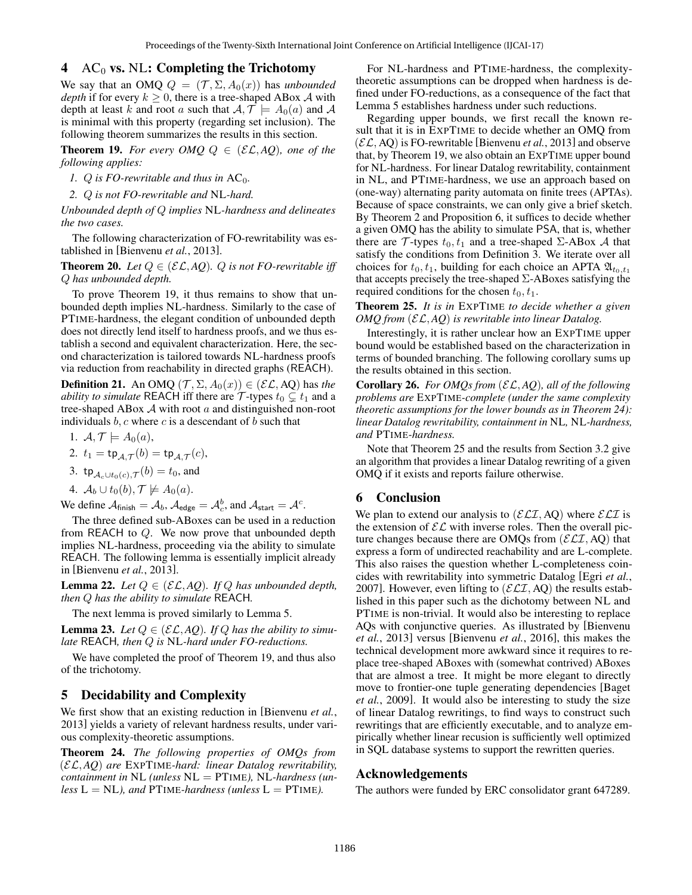## 4 $\text{AC}_0$ vs. NL: Completing the Trichotomy

We say that an OMQ $Q = (\mathcal{T}, \Sigma, A_0(x))$ has *unbounded depth* if for every $k \geq 0$, there is a tree-shaped ABox $\mathcal{A}$ with depth at least $k$ and root $a$ such that $\mathcal{A}, \mathcal{T} \models A_0(a)$ and $\mathcal{A}$ is minimal with this property (regarding set inclusion). The following theorem summarizes the results in this section.

**Theorem 19.** *For every OMQ $Q \in (\mathcal{EL}, AQ)$, one of the following applies:*

1. *$Q$ is FO-rewritable and thus in $\text{AC}_0$.*
2. *$Q$ is not FO-rewritable and NL-hard.*

*Unbounded depth of $Q$ implies NL-hardness and delineates the two cases.*

The following characterization of FO-rewritability was established in [Bienvenu *et al.*, 2013].

**Theorem 20.** *Let $Q \in (\mathcal{EL}, AQ)$. $Q$ is not FO-rewritable iff $Q$ has unbounded depth.*

To prove Theorem 19, it thus remains to show that unbounded depth implies NL-hardness. Similarly to the case of PTIME-hardness, the elegant condition of unbounded depth does not directly lend itself to hardness proofs, and we thus establish a second and equivalent characterization. Here, the second characterization is tailored towards NL-hardness proofs via reduction from reachability in directed graphs (REACH).

**Definition 21.** An OMQ $(\mathcal{T}, \Sigma, A_0(x)) \in (\mathcal{EL}, \text{AQ})$ has *the ability to simulate* REACH iff there are $\mathcal{T}$-types $t_0 \subsetneq t_1$ and a tree-shaped ABox $\mathcal{A}$ with root $a$ and distinguished non-root individuals $b, c$ where $c$ is a descendant of $b$ such that

1. $\mathcal{A}, \mathcal{T} \models A_0(a)$,
2. $t_1 = \mathsf{tp}_{\mathcal{A},\mathcal{T}}(b) = \mathsf{tp}_{\mathcal{A},\mathcal{T}}(c)$,
3. $\mathsf{tp}_{\mathcal{A}_c \cup t_0(c),\mathcal{T}}(b) = t_0$, and
4. $\mathcal{A}_b \cup t_0(b), \mathcal{T} \not\models A_0(a)$.

We define $\mathcal{A}_{\mathsf{finish}} = \mathcal{A}_b$, $\mathcal{A}_{\mathsf{edge}} = \mathcal{A}^b_c$, and $\mathcal{A}_{\mathsf{start}} = \mathcal{A}^c$.

The three defined sub-ABoxes can be used in a reduction from REACH to $Q$. We now prove that unbounded depth implies NL-hardness, proceeding via the ability to simulate REACH. The following lemma is essentially implicit already in [Bienvenu *et al.*, 2013].

**Lemma 22.** *Let $Q \in (\mathcal{EL}, AQ)$. If $Q$ has unbounded depth, then $Q$ has the ability to simulate* REACH*.*

The next lemma is proved similarly to Lemma 5.

**Lemma 23.** *Let $Q \in (\mathcal{EL}, AQ)$. If $Q$ has the ability to simulate* REACH*, then $Q$ is NL-hard under FO-reductions.*

We have completed the proof of Theorem 19, and thus also of the trichotomy.

## 5 Decidability and Complexity

We first show that an existing reduction in [Bienvenu *et al.*, 2013] yields a variety of relevant hardness results, under various complexity-theoretic assumptions.

**Theorem 24.** *The following properties of OMQs from $(\mathcal{EL}, AQ)$ are* EXPTIME*-hard: linear Datalog rewritability, containment in* NL *(unless* NL = PTIME*),* NL*-hardness (unless* L = NL*), and* PTIME*-hardness (unless* L = PTIME*).*

For NL-hardness and PTIME-hardness, the complexity-theoretic assumptions can be dropped when hardness is defined under FO-reductions, as a consequence of the fact that Lemma 5 establishes hardness under such reductions.

Regarding upper bounds, we first recall the known result that it is in EXPTIME to decide whether an OMQ from $(\mathcal{EL}, \text{AQ})$ is FO-rewritable [Bienvenu *et al.*, 2013] and observe that, by Theorem 19, we also obtain an EXPTIME upper bound for NL-hardness. For linear Datalog rewritability, containment in NL, and PTIME-hardness, we use an approach based on (one-way) alternating parity automata on finite trees (APTAs). Because of space constraints, we can only give a brief sketch. By Theorem 2 and Proposition 6, it suffices to decide whether a given OMQ has the ability to simulate PSA, that is, whether there are $\mathcal{T}$-types $t_0, t_1$ and a tree-shaped $\Sigma$-ABox $\mathcal{A}$ that satisfy the conditions from Definition 3. We iterate over all choices for $t_0, t_1$, building for each choice an APTA $\mathfrak{A}_{t_0,t_1}$ that accepts precisely the tree-shaped $\Sigma$-ABoxes satisfying the required conditions for the chosen $t_0, t_1$.

**Theorem 25.** *It is in* EXPTIME *to decide whether a given OMQ from $(\mathcal{EL}, AQ)$ is rewritable into linear Datalog.*

Interestingly, it is rather unclear how an EXPTIME upper bound would be established based on the characterization in terms of bounded branching. The following corollary sums up the results obtained in this section.

**Corollary 26.** *For OMQs from $(\mathcal{EL}, AQ)$, all of the following problems are* EXPTIME*-complete (under the same complexity theoretic assumptions for the lower bounds as in Theorem 24): linear Datalog rewritability, containment in* NL*,* NL*-hardness, and* PTIME*-hardness.*

Note that Theorem 25 and the results from Section 3.2 give an algorithm that provides a linear Datalog rewriting of a given OMQ if it exists and reports failure otherwise.

## 6 Conclusion

We plan to extend our analysis to $(\mathcal{ELI}, \text{AQ})$ where $\mathcal{ELI}$ is the extension of $\mathcal{EL}$ with inverse roles. Then the overall picture changes because there are OMQs from $(\mathcal{ELI}, \text{AQ})$ that express a form of undirected reachability and are L-complete. This also raises the question whether L-completeness coincides with rewritability into symmetric Datalog [Egri *et al.*, 2007]. However, even lifting to $(\mathcal{ELI}, \text{AQ})$ the results established in this paper such as the dichotomy between NL and PTIME is non-trivial. It would also be interesting to replace AQs with conjunctive queries. As illustrated by [Bienvenu *et al.*, 2013] versus [Bienvenu *et al.*, 2016], this makes the technical development more awkward since it requires to replace tree-shaped ABoxes with (somewhat contrived) ABoxes that are almost a tree. It might be more elegant to directly move to frontier-one tuple generating dependencies [Baget *et al.*, 2009]. It would also be interesting to study the size of linear Datalog rewritings, to find ways to construct such rewritings that are efficiently executable, and to analyze empirically whether linear recusion is sufficiently well optimized in SQL database systems to support the rewritten queries.

## Acknowledgements

The authors were funded by ERC consolidator grant 647289.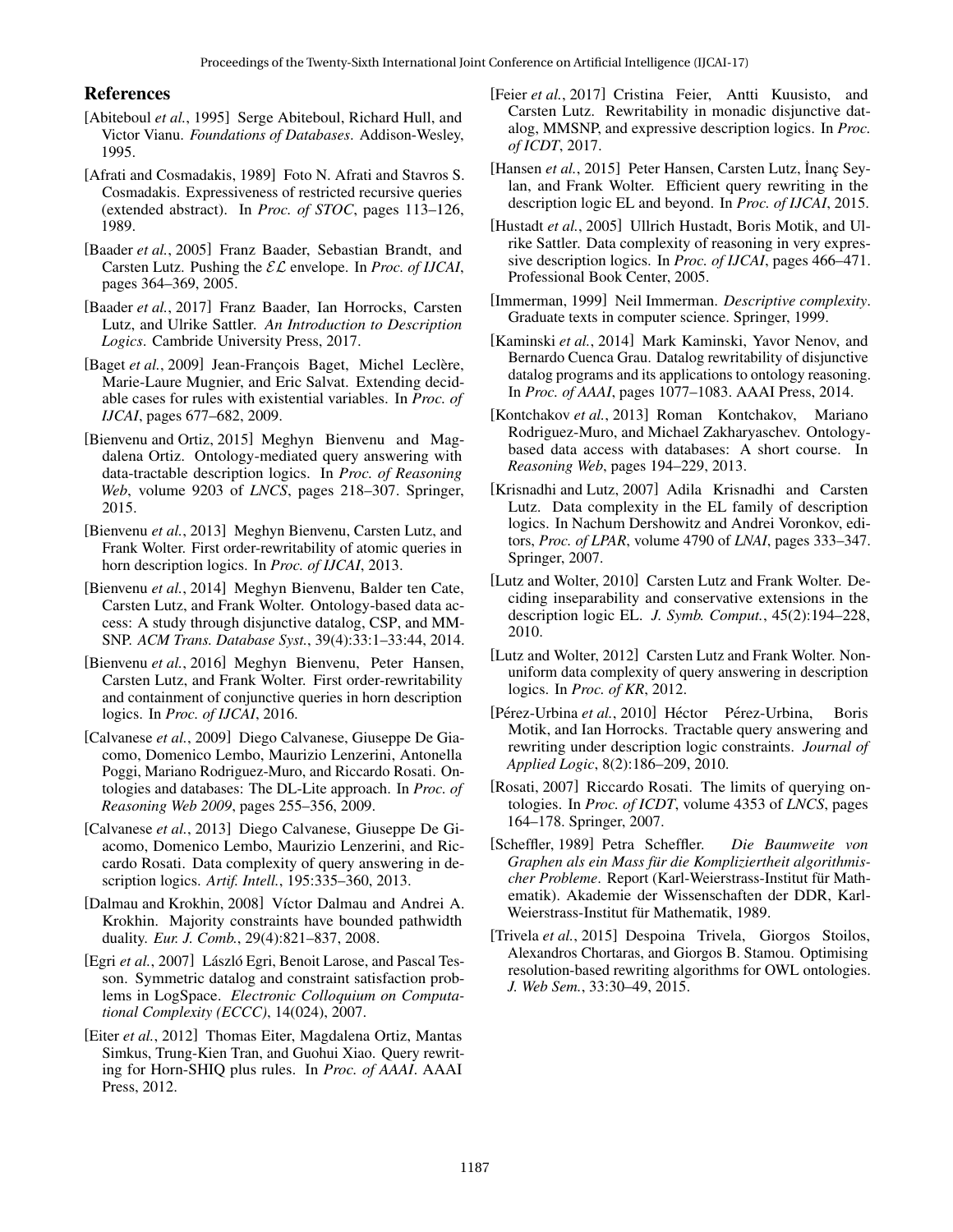## References

[Abiteboul *et al.*, 1995] Serge Abiteboul, Richard Hull, and Victor Vianu. *Foundations of Databases*. Addison-Wesley, 1995.

[Afrati and Cosmadakis, 1989] Foto N. Afrati and Stavros S. Cosmadakis. Expressiveness of restricted recursive queries (extended abstract). In *Proc. of STOC*, pages 113–126, 1989.

[Baader *et al.*, 2005] Franz Baader, Sebastian Brandt, and Carsten Lutz. Pushing the $\mathcal{EL}$ envelope. In *Proc. of IJCAI*, pages 364–369, 2005.

[Baader *et al.*, 2017] Franz Baader, Ian Horrocks, Carsten Lutz, and Ulrike Sattler. *An Introduction to Description Logics*. Cambride University Press, 2017.

[Baget *et al.*, 2009] Jean-François Baget, Michel Leclère, Marie-Laure Mugnier, and Eric Salvat. Extending decidable cases for rules with existential variables. In *Proc. of IJCAI*, pages 677–682, 2009.

[Bienvenu and Ortiz, 2015] Meghyn Bienvenu and Magdalena Ortiz. Ontology-mediated query answering with data-tractable description logics. In *Proc. of Reasoning Web*, volume 9203 of *LNCS*, pages 218–307. Springer, 2015.

[Bienvenu *et al.*, 2013] Meghyn Bienvenu, Carsten Lutz, and Frank Wolter. First order-rewritability of atomic queries in horn description logics. In *Proc. of IJCAI*, 2013.

[Bienvenu *et al.*, 2014] Meghyn Bienvenu, Balder ten Cate, Carsten Lutz, and Frank Wolter. Ontology-based data access: A study through disjunctive datalog, CSP, and MMSNP. *ACM Trans. Database Syst.*, 39(4):33:1–33:44, 2014.

[Bienvenu *et al.*, 2016] Meghyn Bienvenu, Peter Hansen, Carsten Lutz, and Frank Wolter. First order-rewritability and containment of conjunctive queries in horn description logics. In *Proc. of IJCAI*, 2016.

[Calvanese *et al.*, 2009] Diego Calvanese, Giuseppe De Giacomo, Domenico Lembo, Maurizio Lenzerini, Antonella Poggi, Mariano Rodriguez-Muro, and Riccardo Rosati. Ontologies and databases: The DL-Lite approach. In *Proc. of Reasoning Web 2009*, pages 255–356, 2009.

[Calvanese *et al.*, 2013] Diego Calvanese, Giuseppe De Giacomo, Domenico Lembo, Maurizio Lenzerini, and Riccardo Rosati. Data complexity of query answering in description logics. *Artif. Intell.*, 195:335–360, 2013.

[Dalmau and Krokhin, 2008] Víctor Dalmau and Andrei A. Krokhin. Majority constraints have bounded pathwidth duality. *Eur. J. Comb.*, 29(4):821–837, 2008.

[Egri *et al.*, 2007] László Egri, Benoit Larose, and Pascal Tesson. Symmetric datalog and constraint satisfaction problems in LogSpace. *Electronic Colloquium on Computational Complexity (ECCC)*, 14(024), 2007.

[Eiter *et al.*, 2012] Thomas Eiter, Magdalena Ortiz, Mantas Simkus, Trung-Kien Tran, and Guohui Xiao. Query rewriting for Horn-SHIQ plus rules. In *Proc. of AAAI*. AAAI Press, 2012.

[Feier *et al.*, 2017] Cristina Feier, Antti Kuusisto, and Carsten Lutz. Rewritability in monadic disjunctive datalog, MMSNP, and expressive description logics. In *Proc. of ICDT*, 2017.

[Hansen *et al.*, 2015] Peter Hansen, Carsten Lutz, İnanç Seylan, and Frank Wolter. Efficient query rewriting in the description logic EL and beyond. In *Proc. of IJCAI*, 2015.

[Hustadt *et al.*, 2005] Ullrich Hustadt, Boris Motik, and Ulrike Sattler. Data complexity of reasoning in very expressive description logics. In *Proc. of IJCAI*, pages 466–471. Professional Book Center, 2005.

[Immerman, 1999] Neil Immerman. *Descriptive complexity*. Graduate texts in computer science. Springer, 1999.

[Kaminski *et al.*, 2014] Mark Kaminski, Yavor Nenov, and Bernardo Cuenca Grau. Datalog rewritability of disjunctive datalog programs and its applications to ontology reasoning. In *Proc. of AAAI*, pages 1077–1083. AAAI Press, 2014.

[Kontchakov *et al.*, 2013] Roman Kontchakov, Mariano Rodriguez-Muro, and Michael Zakharyaschev. Ontology-based data access with databases: A short course. In *Reasoning Web*, pages 194–229, 2013.

[Krisnadhi and Lutz, 2007] Adila Krisnadhi and Carsten Lutz. Data complexity in the EL family of description logics. In Nachum Dershowitz and Andrei Voronkov, editors, *Proc. of LPAR*, volume 4790 of *LNAI*, pages 333–347. Springer, 2007.

[Lutz and Wolter, 2010] Carsten Lutz and Frank Wolter. Deciding inseparability and conservative extensions in the description logic EL. *J. Symb. Comput.*, 45(2):194–228, 2010.

[Lutz and Wolter, 2012] Carsten Lutz and Frank Wolter. Non-uniform data complexity of query answering in description logics. In *Proc. of KR*, 2012.

[Pérez-Urbina *et al.*, 2010] Héctor Pérez-Urbina, Boris Motik, and Ian Horrocks. Tractable query answering and rewriting under description logic constraints. *Journal of Applied Logic*, 8(2):186–209, 2010.

[Rosati, 2007] Riccardo Rosati. The limits of querying ontologies. In *Proc. of ICDT*, volume 4353 of *LNCS*, pages 164–178. Springer, 2007.

[Scheffler, 1989] Petra Scheffler. *Die Baumweite von Graphen als ein Mass für die Kompliziertheit algorithmischer Probleme*. Report (Karl-Weierstrass-Institut für Mathematik). Akademie der Wissenschaften der DDR, Karl-Weierstrass-Institut für Mathematik, 1989.

[Trivela *et al.*, 2015] Despoina Trivela, Giorgos Stoilos, Alexandros Chortaras, and Giorgos B. Stamou. Optimising resolution-based rewriting algorithms for OWL ontologies. *J. Web Sem.*, 33:30–49, 2015.